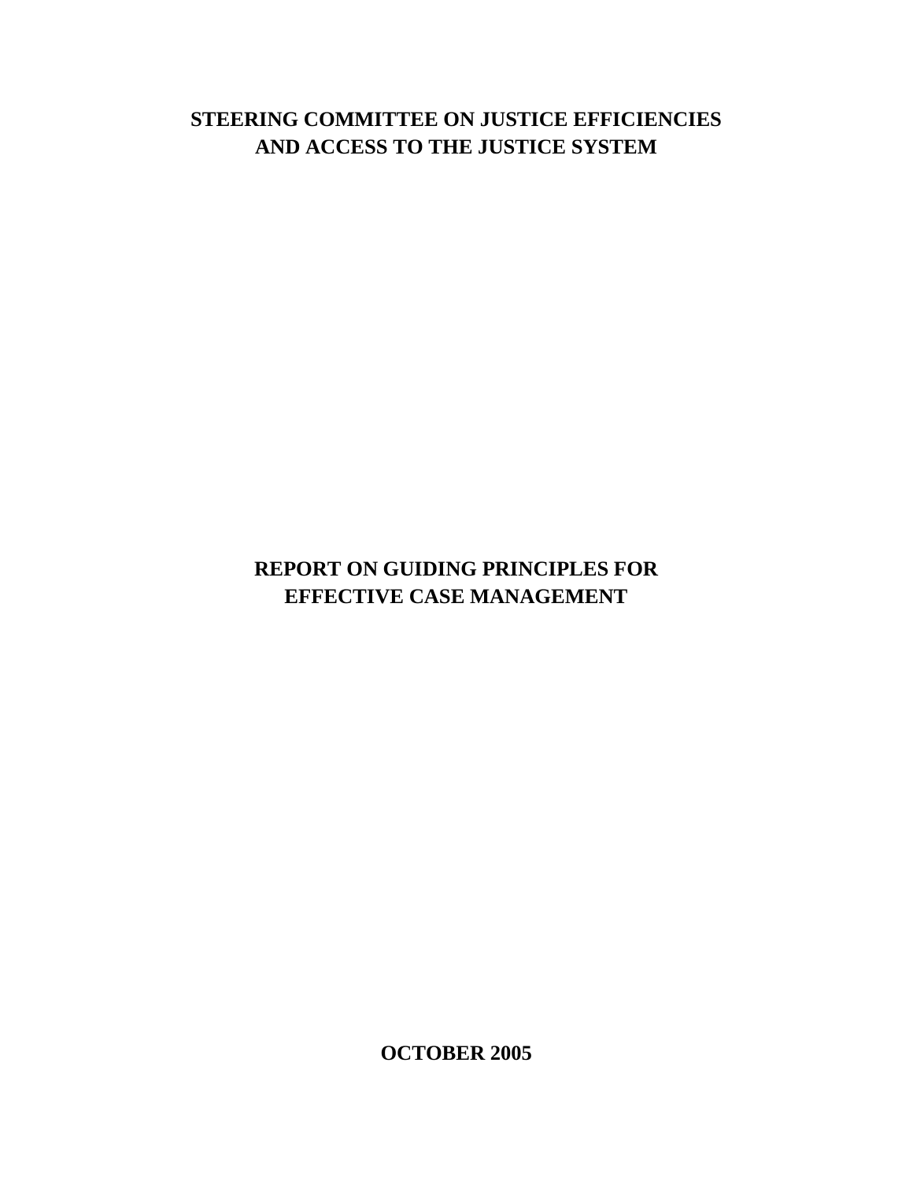# STEERING COMMITTEE ON JUSTICE EFFICIENCIES AND ACCESS TO THE JUSTICE SYSTEM

# REPORT ON GUIDING PRINCIPLES FOR EFFECTIVE CASE MANAGEMENT

**OCTOBER 2005**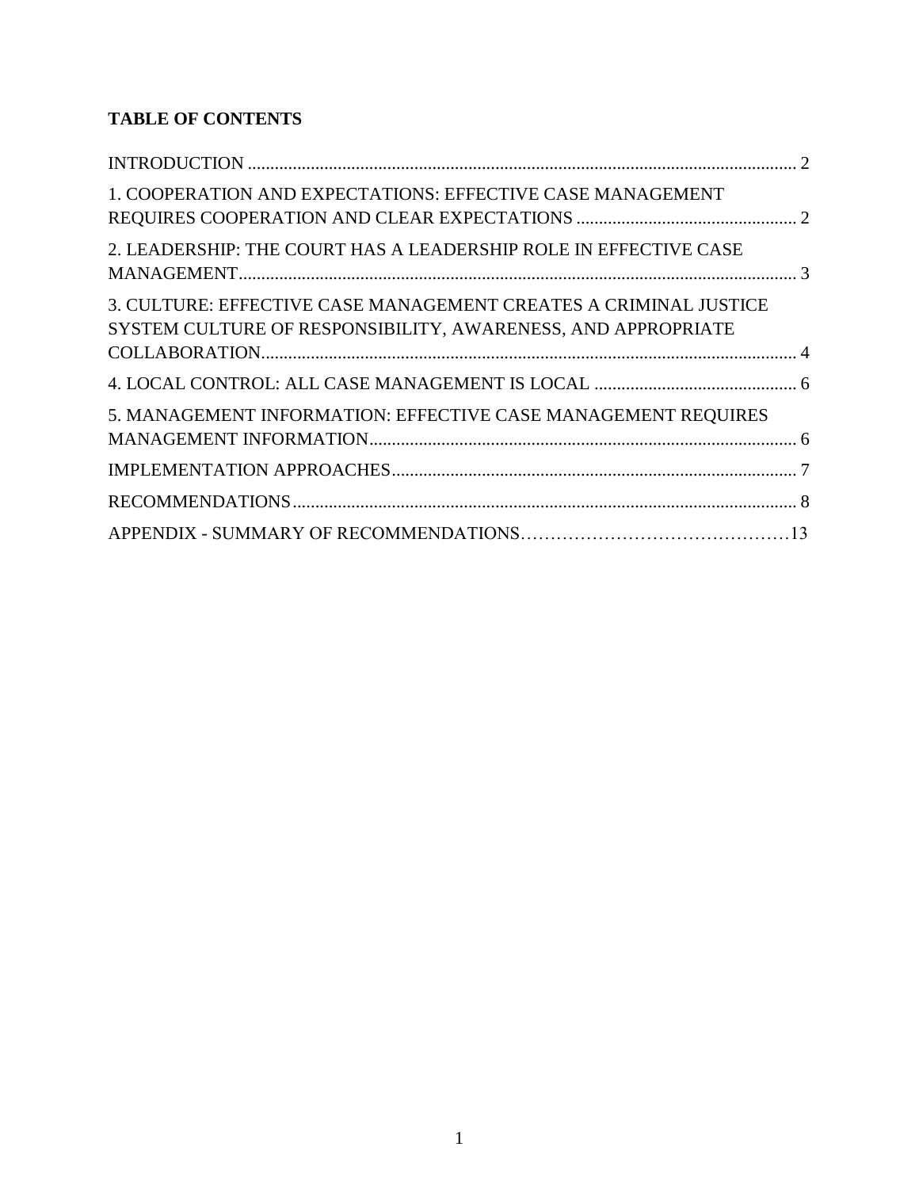**TABLE OF CONTENTS**

INTRODUCTION ..... 2

1. COOPERATION AND EXPECTATIONS: EFFECTIVE CASE MANAGEMENT REQUIRES COOPERATION AND CLEAR EXPECTATIONS ..... 2

2. LEADERSHIP: THE COURT HAS A LEADERSHIP ROLE IN EFFECTIVE CASE MANAGEMENT ..... 3

3. CULTURE: EFFECTIVE CASE MANAGEMENT CREATES A CRIMINAL JUSTICE SYSTEM CULTURE OF RESPONSIBILITY, AWARENESS, AND APPROPRIATE COLLABORATION ..... 4

4. LOCAL CONTROL: ALL CASE MANAGEMENT IS LOCAL ..... 6

5. MANAGEMENT INFORMATION: EFFECTIVE CASE MANAGEMENT REQUIRES MANAGEMENT INFORMATION ..... 6

IMPLEMENTATION APPROACHES ..... 7

RECOMMENDATIONS ..... 8

APPENDIX - SUMMARY OF RECOMMENDATIONS ..... 13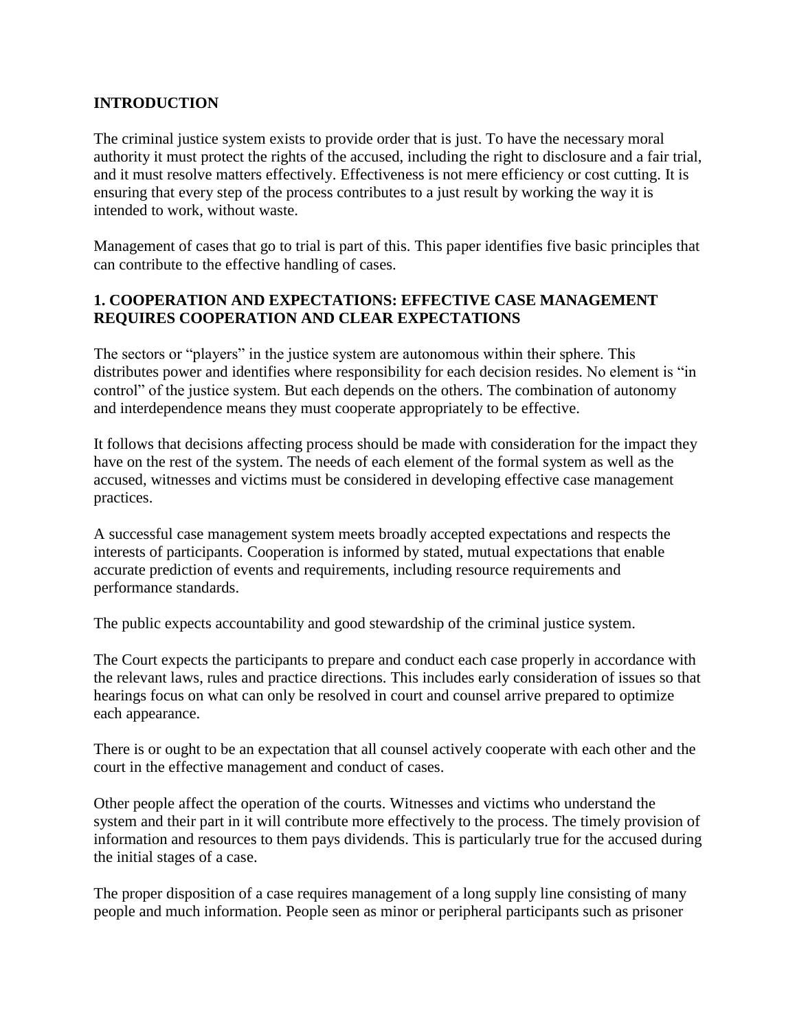## INTRODUCTION

The criminal justice system exists to provide order that is just. To have the necessary moral authority it must protect the rights of the accused, including the right to disclosure and a fair trial, and it must resolve matters effectively. Effectiveness is not mere efficiency or cost cutting. It is ensuring that every step of the process contributes to a just result by working the way it is intended to work, without waste.

Management of cases that go to trial is part of this. This paper identifies five basic principles that can contribute to the effective handling of cases.

## 1. COOPERATION AND EXPECTATIONS: EFFECTIVE CASE MANAGEMENT REQUIRES COOPERATION AND CLEAR EXPECTATIONS

The sectors or "players" in the justice system are autonomous within their sphere. This distributes power and identifies where responsibility for each decision resides. No element is "in control" of the justice system. But each depends on the others. The combination of autonomy and interdependence means they must cooperate appropriately to be effective.

It follows that decisions affecting process should be made with consideration for the impact they have on the rest of the system. The needs of each element of the formal system as well as the accused, witnesses and victims must be considered in developing effective case management practices.

A successful case management system meets broadly accepted expectations and respects the interests of participants. Cooperation is informed by stated, mutual expectations that enable accurate prediction of events and requirements, including resource requirements and performance standards.

The public expects accountability and good stewardship of the criminal justice system.

The Court expects the participants to prepare and conduct each case properly in accordance with the relevant laws, rules and practice directions. This includes early consideration of issues so that hearings focus on what can only be resolved in court and counsel arrive prepared to optimize each appearance.

There is or ought to be an expectation that all counsel actively cooperate with each other and the court in the effective management and conduct of cases.

Other people affect the operation of the courts. Witnesses and victims who understand the system and their part in it will contribute more effectively to the process. The timely provision of information and resources to them pays dividends. This is particularly true for the accused during the initial stages of a case.

The proper disposition of a case requires management of a long supply line consisting of many people and much information. People seen as minor or peripheral participants such as prisoner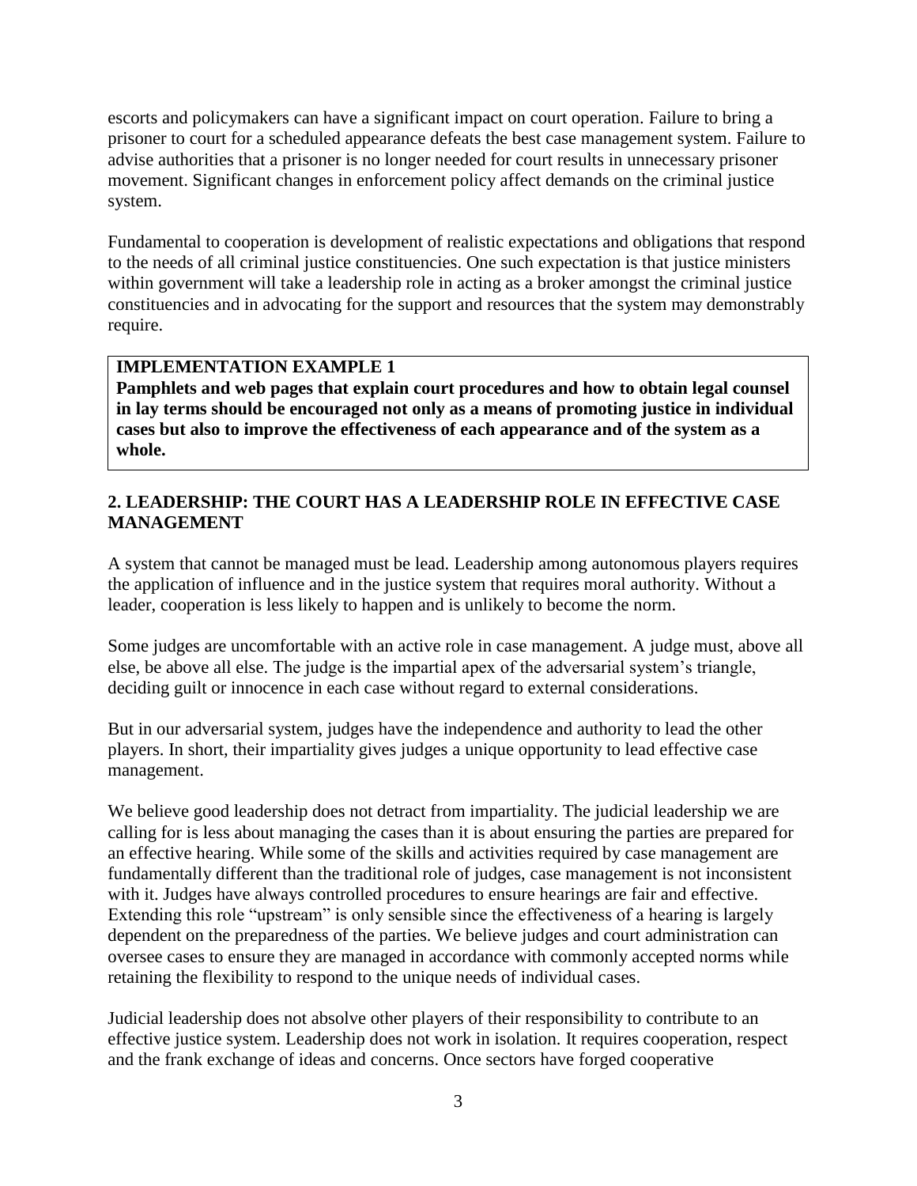escorts and policymakers can have a significant impact on court operation. Failure to bring a prisoner to court for a scheduled appearance defeats the best case management system. Failure to advise authorities that a prisoner is no longer needed for court results in unnecessary prisoner movement. Significant changes in enforcement policy affect demands on the criminal justice system.

Fundamental to cooperation is development of realistic expectations and obligations that respond to the needs of all criminal justice constituencies. One such expectation is that justice ministers within government will take a leadership role in acting as a broker amongst the criminal justice constituencies and in advocating for the support and resources that the system may demonstrably require.

> **IMPLEMENTATION EXAMPLE 1**
> **Pamphlets and web pages that explain court procedures and how to obtain legal counsel in lay terms should be encouraged not only as a means of promoting justice in individual cases but also to improve the effectiveness of each appearance and of the system as a whole.**

## 2. LEADERSHIP: THE COURT HAS A LEADERSHIP ROLE IN EFFECTIVE CASE MANAGEMENT

A system that cannot be managed must be lead. Leadership among autonomous players requires the application of influence and in the justice system that requires moral authority. Without a leader, cooperation is less likely to happen and is unlikely to become the norm.

Some judges are uncomfortable with an active role in case management. A judge must, above all else, be above all else. The judge is the impartial apex of the adversarial system's triangle, deciding guilt or innocence in each case without regard to external considerations.

But in our adversarial system, judges have the independence and authority to lead the other players. In short, their impartiality gives judges a unique opportunity to lead effective case management.

We believe good leadership does not detract from impartiality. The judicial leadership we are calling for is less about managing the cases than it is about ensuring the parties are prepared for an effective hearing. While some of the skills and activities required by case management are fundamentally different than the traditional role of judges, case management is not inconsistent with it. Judges have always controlled procedures to ensure hearings are fair and effective. Extending this role "upstream" is only sensible since the effectiveness of a hearing is largely dependent on the preparedness of the parties. We believe judges and court administration can oversee cases to ensure they are managed in accordance with commonly accepted norms while retaining the flexibility to respond to the unique needs of individual cases.

Judicial leadership does not absolve other players of their responsibility to contribute to an effective justice system. Leadership does not work in isolation. It requires cooperation, respect and the frank exchange of ideas and concerns. Once sectors have forged cooperative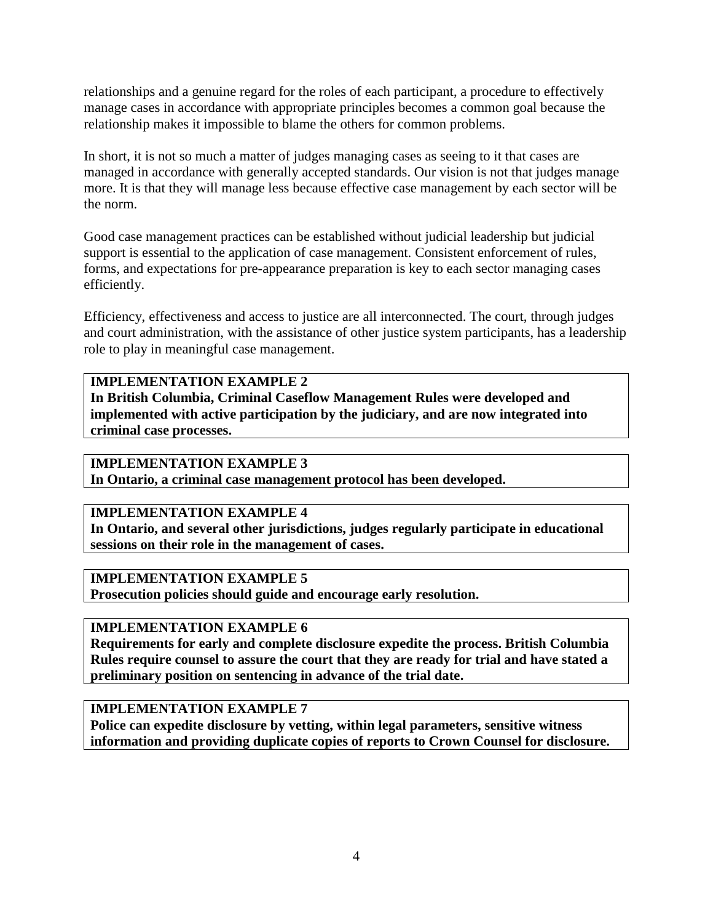relationships and a genuine regard for the roles of each participant, a procedure to effectively manage cases in accordance with appropriate principles becomes a common goal because the relationship makes it impossible to blame the others for common problems.

In short, it is not so much a matter of judges managing cases as seeing to it that cases are managed in accordance with generally accepted standards. Our vision is not that judges manage more. It is that they will manage less because effective case management by each sector will be the norm.

Good case management practices can be established without judicial leadership but judicial support is essential to the application of case management. Consistent enforcement of rules, forms, and expectations for pre-appearance preparation is key to each sector managing cases efficiently.

Efficiency, effectiveness and access to justice are all interconnected. The court, through judges and court administration, with the assistance of other justice system participants, has a leadership role to play in meaningful case management.

**IMPLEMENTATION EXAMPLE 2**
**In British Columbia, Criminal Caseflow Management Rules were developed and implemented with active participation by the judiciary, and are now integrated into criminal case processes.**

**IMPLEMENTATION EXAMPLE 3**
**In Ontario, a criminal case management protocol has been developed.**

**IMPLEMENTATION EXAMPLE 4**
**In Ontario, and several other jurisdictions, judges regularly participate in educational sessions on their role in the management of cases.**

**IMPLEMENTATION EXAMPLE 5**
**Prosecution policies should guide and encourage early resolution.**

**IMPLEMENTATION EXAMPLE 6**
**Requirements for early and complete disclosure expedite the process. British Columbia Rules require counsel to assure the court that they are ready for trial and have stated a preliminary position on sentencing in advance of the trial date.**

**IMPLEMENTATION EXAMPLE 7**
**Police can expedite disclosure by vetting, within legal parameters, sensitive witness information and providing duplicate copies of reports to Crown Counsel for disclosure.**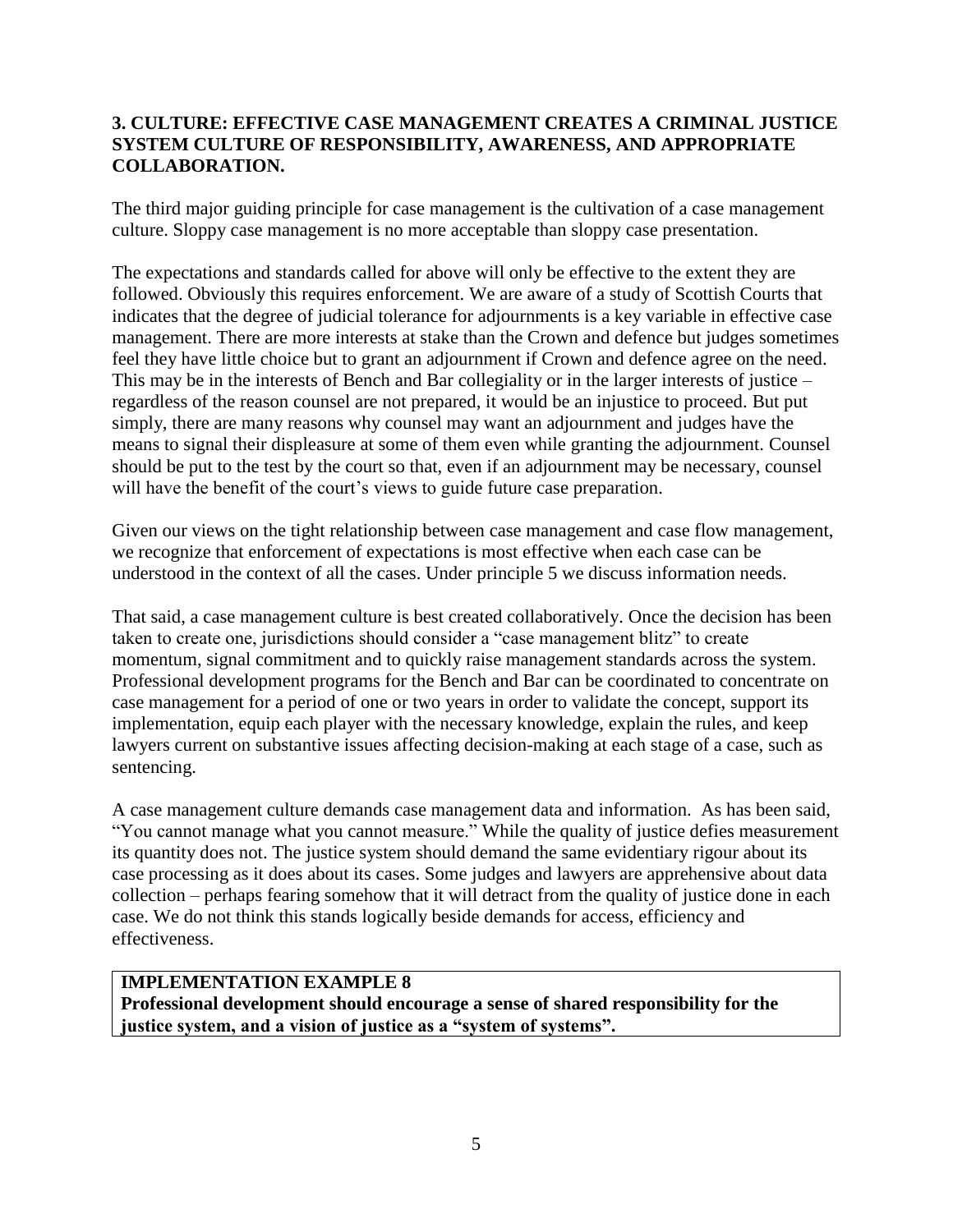### 3. CULTURE: EFFECTIVE CASE MANAGEMENT CREATES A CRIMINAL JUSTICE SYSTEM CULTURE OF RESPONSIBILITY, AWARENESS, AND APPROPRIATE COLLABORATION.

The third major guiding principle for case management is the cultivation of a case management culture. Sloppy case management is no more acceptable than sloppy case presentation.

The expectations and standards called for above will only be effective to the extent they are followed. Obviously this requires enforcement. We are aware of a study of Scottish Courts that indicates that the degree of judicial tolerance for adjournments is a key variable in effective case management. There are more interests at stake than the Crown and defence but judges sometimes feel they have little choice but to grant an adjournment if Crown and defence agree on the need. This may be in the interests of Bench and Bar collegiality or in the larger interests of justice – regardless of the reason counsel are not prepared, it would be an injustice to proceed. But put simply, there are many reasons why counsel may want an adjournment and judges have the means to signal their displeasure at some of them even while granting the adjournment. Counsel should be put to the test by the court so that, even if an adjournment may be necessary, counsel will have the benefit of the court's views to guide future case preparation.

Given our views on the tight relationship between case management and case flow management, we recognize that enforcement of expectations is most effective when each case can be understood in the context of all the cases. Under principle 5 we discuss information needs.

That said, a case management culture is best created collaboratively. Once the decision has been taken to create one, jurisdictions should consider a "case management blitz" to create momentum, signal commitment and to quickly raise management standards across the system. Professional development programs for the Bench and Bar can be coordinated to concentrate on case management for a period of one or two years in order to validate the concept, support its implementation, equip each player with the necessary knowledge, explain the rules, and keep lawyers current on substantive issues affecting decision-making at each stage of a case, such as sentencing.

A case management culture demands case management data and information. As has been said, "You cannot manage what you cannot measure." While the quality of justice defies measurement its quantity does not. The justice system should demand the same evidentiary rigour about its case processing as it does about its cases. Some judges and lawyers are apprehensive about data collection – perhaps fearing somehow that it will detract from the quality of justice done in each case. We do not think this stands logically beside demands for access, efficiency and effectiveness.

**IMPLEMENTATION EXAMPLE 8**
**Professional development should encourage a sense of shared responsibility for the justice system, and a vision of justice as a "system of systems".**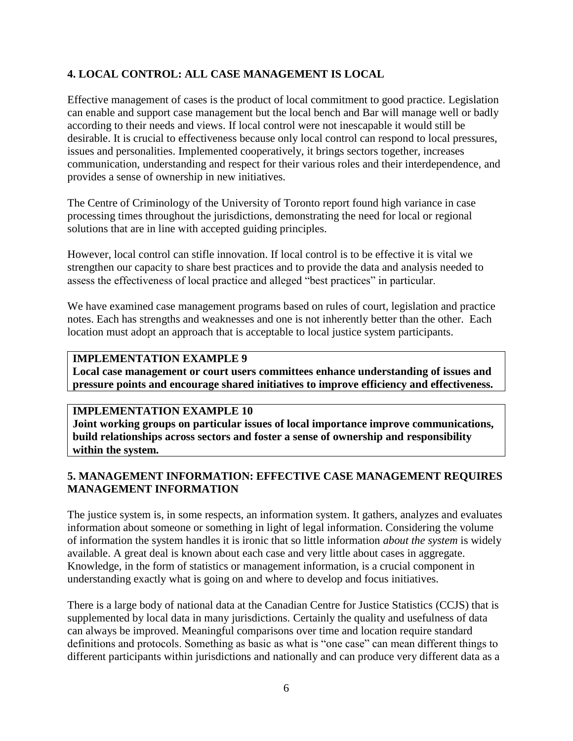## 4. LOCAL CONTROL: ALL CASE MANAGEMENT IS LOCAL

Effective management of cases is the product of local commitment to good practice. Legislation can enable and support case management but the local bench and Bar will manage well or badly according to their needs and views. If local control were not inescapable it would still be desirable. It is crucial to effectiveness because only local control can respond to local pressures, issues and personalities. Implemented cooperatively, it brings sectors together, increases communication, understanding and respect for their various roles and their interdependence, and provides a sense of ownership in new initiatives.

The Centre of Criminology of the University of Toronto report found high variance in case processing times throughout the jurisdictions, demonstrating the need for local or regional solutions that are in line with accepted guiding principles.

However, local control can stifle innovation. If local control is to be effective it is vital we strengthen our capacity to share best practices and to provide the data and analysis needed to assess the effectiveness of local practice and alleged "best practices" in particular.

We have examined case management programs based on rules of court, legislation and practice notes. Each has strengths and weaknesses and one is not inherently better than the other. Each location must adopt an approach that is acceptable to local justice system participants.

**IMPLEMENTATION EXAMPLE 9**
**Local case management or court users committees enhance understanding of issues and pressure points and encourage shared initiatives to improve efficiency and effectiveness.**

**IMPLEMENTATION EXAMPLE 10**
**Joint working groups on particular issues of local importance improve communications, build relationships across sectors and foster a sense of ownership and responsibility within the system.**

## 5. MANAGEMENT INFORMATION: EFFECTIVE CASE MANAGEMENT REQUIRES MANAGEMENT INFORMATION

The justice system is, in some respects, an information system. It gathers, analyzes and evaluates information about someone or something in light of legal information. Considering the volume of information the system handles it is ironic that so little information *about the system* is widely available. A great deal is known about each case and very little about cases in aggregate. Knowledge, in the form of statistics or management information, is a crucial component in understanding exactly what is going on and where to develop and focus initiatives.

There is a large body of national data at the Canadian Centre for Justice Statistics (CCJS) that is supplemented by local data in many jurisdictions. Certainly the quality and usefulness of data can always be improved. Meaningful comparisons over time and location require standard definitions and protocols. Something as basic as what is "one case" can mean different things to different participants within jurisdictions and nationally and can produce very different data as a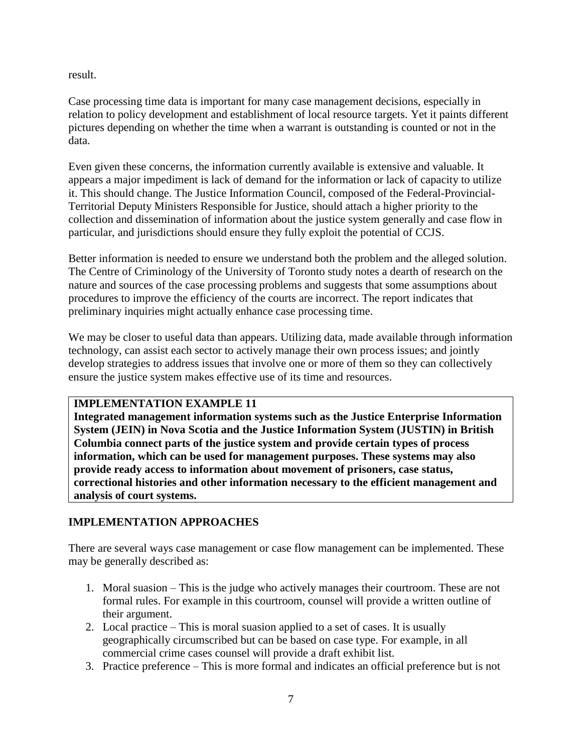result.

Case processing time data is important for many case management decisions, especially in relation to policy development and establishment of local resource targets. Yet it paints different pictures depending on whether the time when a warrant is outstanding is counted or not in the data.

Even given these concerns, the information currently available is extensive and valuable. It appears a major impediment is lack of demand for the information or lack of capacity to utilize it. This should change. The Justice Information Council, composed of the Federal-Provincial-Territorial Deputy Ministers Responsible for Justice, should attach a higher priority to the collection and dissemination of information about the justice system generally and case flow in particular, and jurisdictions should ensure they fully exploit the potential of CCJS.

Better information is needed to ensure we understand both the problem and the alleged solution. The Centre of Criminology of the University of Toronto study notes a dearth of research on the nature and sources of the case processing problems and suggests that some assumptions about procedures to improve the efficiency of the courts are incorrect. The report indicates that preliminary inquiries might actually enhance case processing time.

We may be closer to useful data than appears. Utilizing data, made available through information technology, can assist each sector to actively manage their own process issues; and jointly develop strategies to address issues that involve one or more of them so they can collectively ensure the justice system makes effective use of its time and resources.

**IMPLEMENTATION EXAMPLE 11**
**Integrated management information systems such as the Justice Enterprise Information System (JEIN) in Nova Scotia and the Justice Information System (JUSTIN) in British Columbia connect parts of the justice system and provide certain types of process information, which can be used for management purposes. These systems may also provide ready access to information about movement of prisoners, case status, correctional histories and other information necessary to the efficient management and analysis of court systems.**

## IMPLEMENTATION APPROACHES

There are several ways case management or case flow management can be implemented. These may be generally described as:

1. Moral suasion – This is the judge who actively manages their courtroom. These are not formal rules. For example in this courtroom, counsel will provide a written outline of their argument.
2. Local practice – This is moral suasion applied to a set of cases. It is usually geographically circumscribed but can be based on case type. For example, in all commercial crime cases counsel will provide a draft exhibit list.
3. Practice preference – This is more formal and indicates an official preference but is not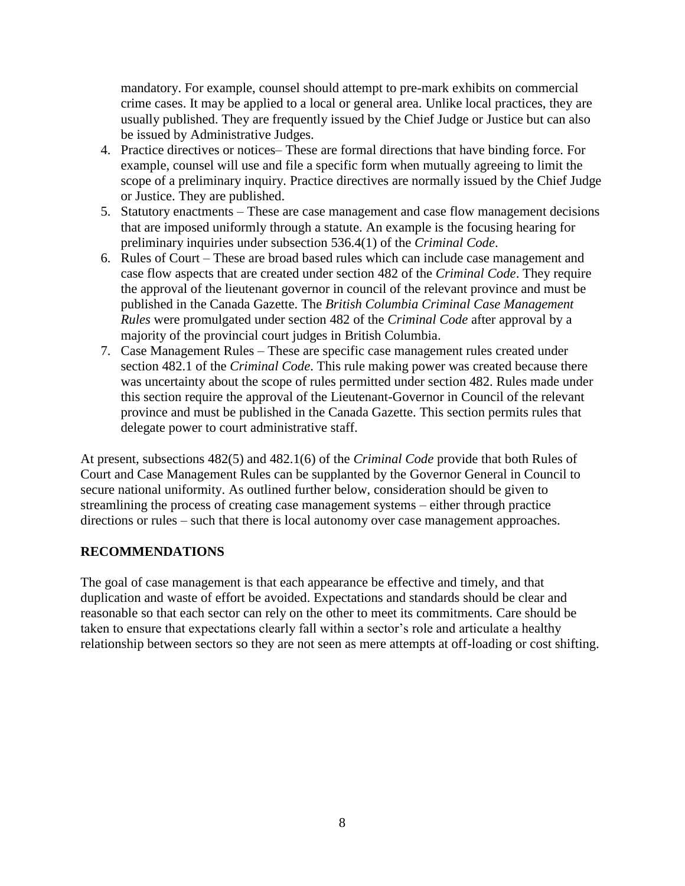mandatory. For example, counsel should attempt to pre-mark exhibits on commercial crime cases. It may be applied to a local or general area. Unlike local practices, they are usually published. They are frequently issued by the Chief Judge or Justice but can also be issued by Administrative Judges.

4. Practice directives or notices– These are formal directions that have binding force. For example, counsel will use and file a specific form when mutually agreeing to limit the scope of a preliminary inquiry. Practice directives are normally issued by the Chief Judge or Justice. They are published.
5. Statutory enactments – These are case management and case flow management decisions that are imposed uniformly through a statute. An example is the focusing hearing for preliminary inquiries under subsection 536.4(1) of the *Criminal Code*.
6. Rules of Court – These are broad based rules which can include case management and case flow aspects that are created under section 482 of the *Criminal Code*. They require the approval of the lieutenant governor in council of the relevant province and must be published in the Canada Gazette. The *British Columbia Criminal Case Management Rules* were promulgated under section 482 of the *Criminal Code* after approval by a majority of the provincial court judges in British Columbia.
7. Case Management Rules – These are specific case management rules created under section 482.1 of the *Criminal Code*. This rule making power was created because there was uncertainty about the scope of rules permitted under section 482. Rules made under this section require the approval of the Lieutenant-Governor in Council of the relevant province and must be published in the Canada Gazette. This section permits rules that delegate power to court administrative staff.

At present, subsections 482(5) and 482.1(6) of the *Criminal Code* provide that both Rules of Court and Case Management Rules can be supplanted by the Governor General in Council to secure national uniformity. As outlined further below, consideration should be given to streamlining the process of creating case management systems – either through practice directions or rules – such that there is local autonomy over case management approaches.

## RECOMMENDATIONS

The goal of case management is that each appearance be effective and timely, and that duplication and waste of effort be avoided. Expectations and standards should be clear and reasonable so that each sector can rely on the other to meet its commitments. Care should be taken to ensure that expectations clearly fall within a sector's role and articulate a healthy relationship between sectors so they are not seen as mere attempts at off-loading or cost shifting.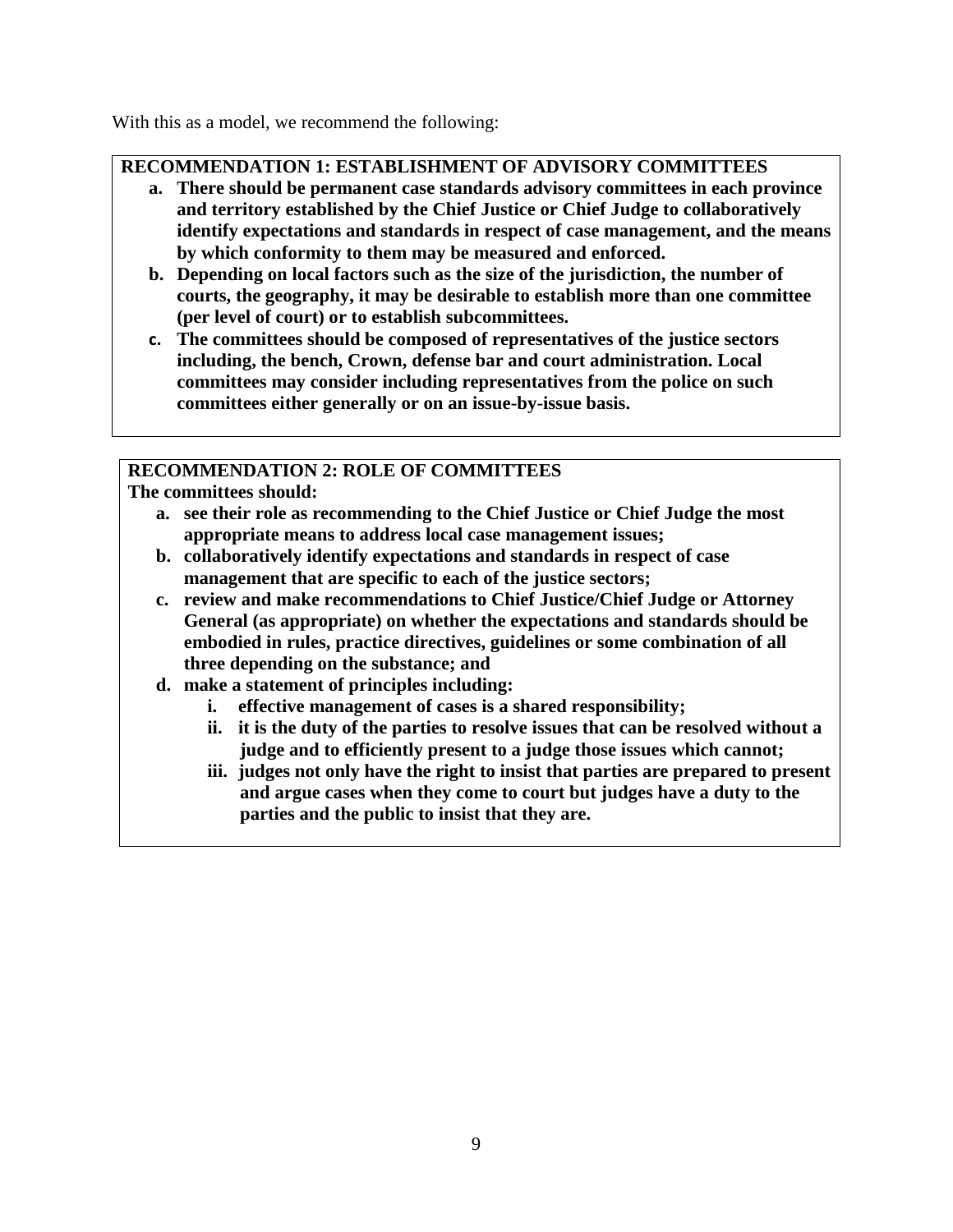With this as a model, we recommend the following:

**RECOMMENDATION 1: ESTABLISHMENT OF ADVISORY COMMITTEES**

- **a. There should be permanent case standards advisory committees in each province and territory established by the Chief Justice or Chief Judge to collaboratively identify expectations and standards in respect of case management, and the means by which conformity to them may be measured and enforced.**
- **b. Depending on local factors such as the size of the jurisdiction, the number of courts, the geography, it may be desirable to establish more than one committee (per level of court) or to establish subcommittees.**
- **c. The committees should be composed of representatives of the justice sectors including, the bench, Crown, defense bar and court administration. Local committees may consider including representatives from the police on such committees either generally or on an issue-by-issue basis.**

**RECOMMENDATION 2: ROLE OF COMMITTEES**

**The committees should:**

- **a. see their role as recommending to the Chief Justice or Chief Judge the most appropriate means to address local case management issues;**
- **b. collaboratively identify expectations and standards in respect of case management that are specific to each of the justice sectors;**
- **c. review and make recommendations to Chief Justice/Chief Judge or Attorney General (as appropriate) on whether the expectations and standards should be embodied in rules, practice directives, guidelines or some combination of all three depending on the substance; and**
- **d. make a statement of principles including:**
  - **i. effective management of cases is a shared responsibility;**
  - **ii. it is the duty of the parties to resolve issues that can be resolved without a judge and to efficiently present to a judge those issues which cannot;**
  - **iii. judges not only have the right to insist that parties are prepared to present and argue cases when they come to court but judges have a duty to the parties and the public to insist that they are.**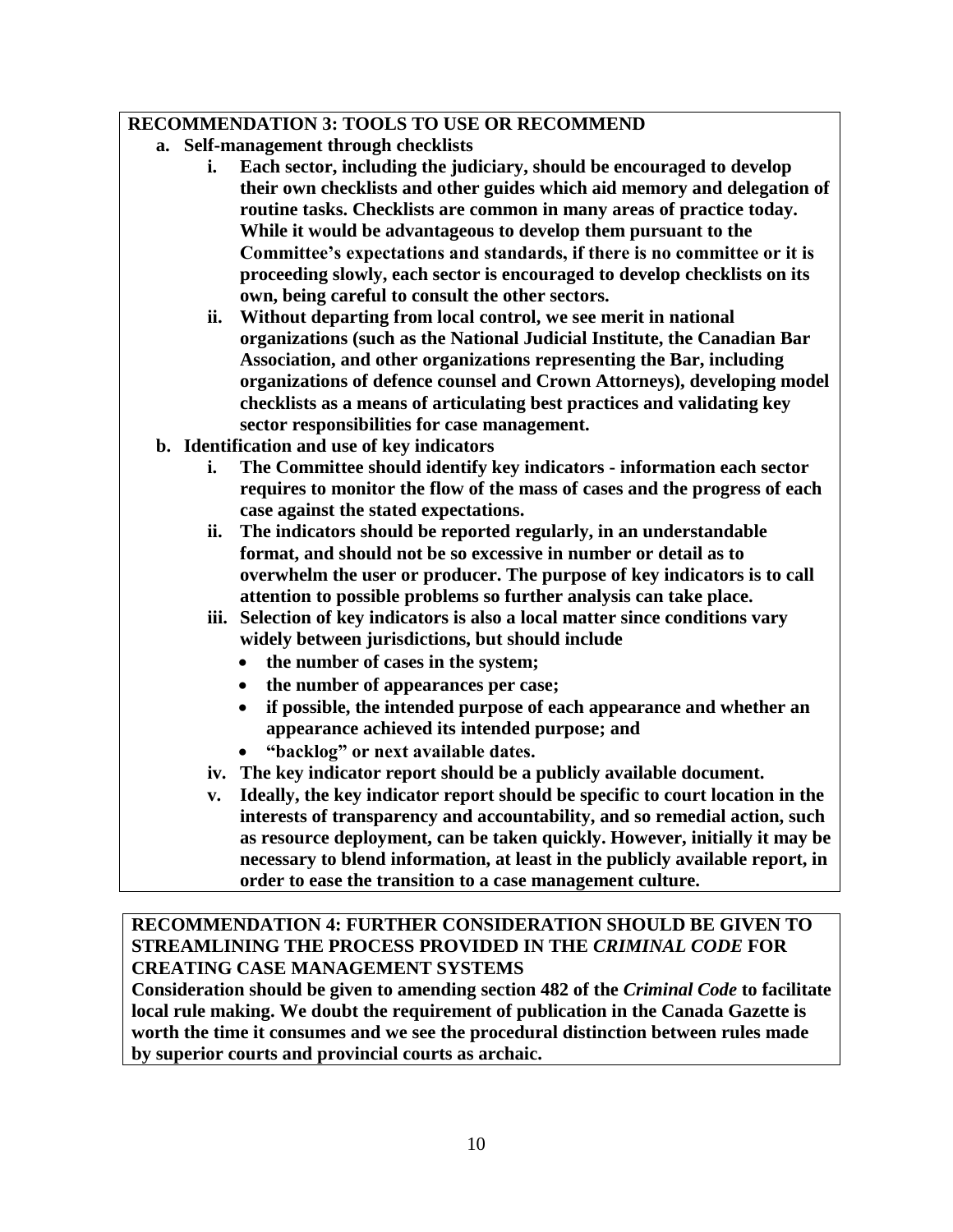**RECOMMENDATION 3: TOOLS TO USE OR RECOMMEND**

- **a. Self-management through checklists**
  - **i. Each sector, including the judiciary, should be encouraged to develop their own checklists and other guides which aid memory and delegation of routine tasks. Checklists are common in many areas of practice today. While it would be advantageous to develop them pursuant to the Committee's expectations and standards, if there is no committee or it is proceeding slowly, each sector is encouraged to develop checklists on its own, being careful to consult the other sectors.**
  - **ii. Without departing from local control, we see merit in national organizations (such as the National Judicial Institute, the Canadian Bar Association, and other organizations representing the Bar, including organizations of defence counsel and Crown Attorneys), developing model checklists as a means of articulating best practices and validating key sector responsibilities for case management.**
- **b. Identification and use of key indicators**
  - **i. The Committee should identify key indicators - information each sector requires to monitor the flow of the mass of cases and the progress of each case against the stated expectations.**
  - **ii. The indicators should be reported regularly, in an understandable format, and should not be so excessive in number or detail as to overwhelm the user or producer. The purpose of key indicators is to call attention to possible problems so further analysis can take place.**
  - **iii. Selection of key indicators is also a local matter since conditions vary widely between jurisdictions, but should include**
    - **the number of cases in the system;**
    - **the number of appearances per case;**
    - **if possible, the intended purpose of each appearance and whether an appearance achieved its intended purpose; and**
    - **"backlog" or next available dates.**
  - **iv. The key indicator report should be a publicly available document.**
  - **v. Ideally, the key indicator report should be specific to court location in the interests of transparency and accountability, and so remedial action, such as resource deployment, can be taken quickly. However, initially it may be necessary to blend information, at least in the publicly available report, in order to ease the transition to a case management culture.**

**RECOMMENDATION 4: FURTHER CONSIDERATION SHOULD BE GIVEN TO STREAMLINING THE PROCESS PROVIDED IN THE *CRIMINAL CODE* FOR CREATING CASE MANAGEMENT SYSTEMS**

**Consideration should be given to amending section 482 of the *Criminal Code* to facilitate local rule making. We doubt the requirement of publication in the Canada Gazette is worth the time it consumes and we see the procedural distinction between rules made by superior courts and provincial courts as archaic.**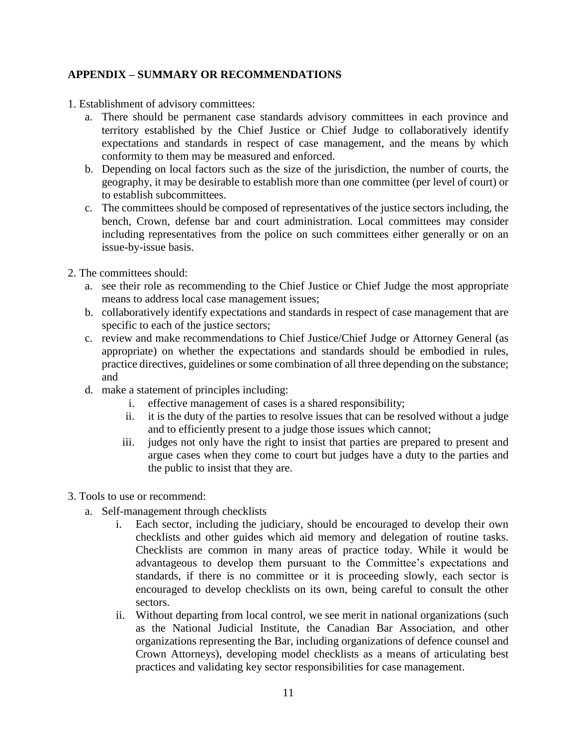## APPENDIX – SUMMARY OR RECOMMENDATIONS

1. Establishment of advisory committees:
   a. There should be permanent case standards advisory committees in each province and territory established by the Chief Justice or Chief Judge to collaboratively identify expectations and standards in respect of case management, and the means by which conformity to them may be measured and enforced.
   b. Depending on local factors such as the size of the jurisdiction, the number of courts, the geography, it may be desirable to establish more than one committee (per level of court) or to establish subcommittees.
   c. The committees should be composed of representatives of the justice sectors including, the bench, Crown, defense bar and court administration. Local committees may consider including representatives from the police on such committees either generally or on an issue-by-issue basis.

2. The committees should:
   a. see their role as recommending to the Chief Justice or Chief Judge the most appropriate means to address local case management issues;
   b. collaboratively identify expectations and standards in respect of case management that are specific to each of the justice sectors;
   c. review and make recommendations to Chief Justice/Chief Judge or Attorney General (as appropriate) on whether the expectations and standards should be embodied in rules, practice directives, guidelines or some combination of all three depending on the substance; and
   d. make a statement of principles including:
      i. effective management of cases is a shared responsibility;
      ii. it is the duty of the parties to resolve issues that can be resolved without a judge and to efficiently present to a judge those issues which cannot;
      iii. judges not only have the right to insist that parties are prepared to present and argue cases when they come to court but judges have a duty to the parties and the public to insist that they are.

3. Tools to use or recommend:
   a. Self-management through checklists
      i. Each sector, including the judiciary, should be encouraged to develop their own checklists and other guides which aid memory and delegation of routine tasks. Checklists are common in many areas of practice today. While it would be advantageous to develop them pursuant to the Committee's expectations and standards, if there is no committee or it is proceeding slowly, each sector is encouraged to develop checklists on its own, being careful to consult the other sectors.
      ii. Without departing from local control, we see merit in national organizations (such as the National Judicial Institute, the Canadian Bar Association, and other organizations representing the Bar, including organizations of defence counsel and Crown Attorneys), developing model checklists as a means of articulating best practices and validating key sector responsibilities for case management.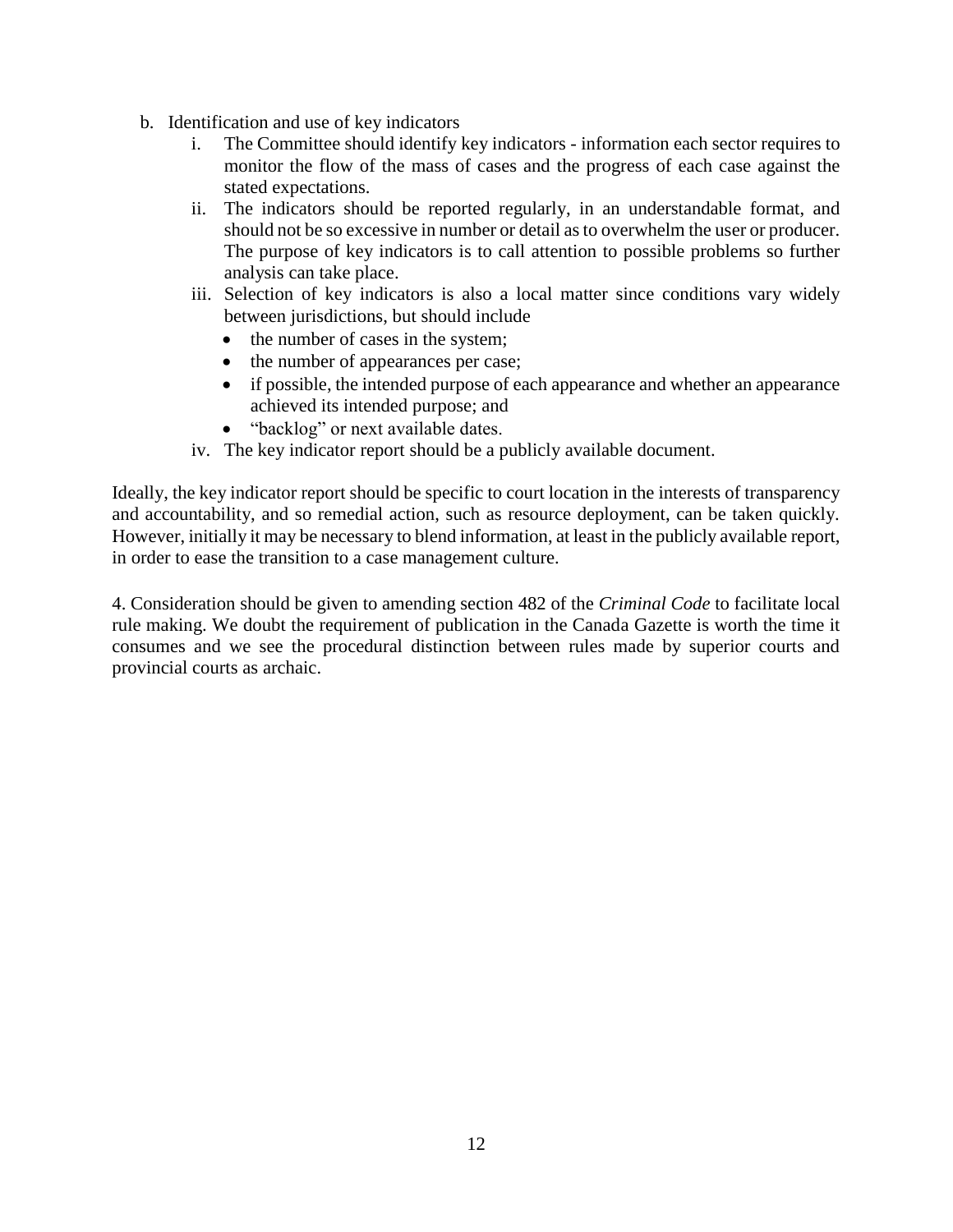b. Identification and use of key indicators
   i. The Committee should identify key indicators - information each sector requires to monitor the flow of the mass of cases and the progress of each case against the stated expectations.
   ii. The indicators should be reported regularly, in an understandable format, and should not be so excessive in number or detail as to overwhelm the user or producer. The purpose of key indicators is to call attention to possible problems so further analysis can take place.
   iii. Selection of key indicators is also a local matter since conditions vary widely between jurisdictions, but should include
      - the number of cases in the system;
      - the number of appearances per case;
      - if possible, the intended purpose of each appearance and whether an appearance achieved its intended purpose; and
      - "backlog" or next available dates.
   iv. The key indicator report should be a publicly available document.

Ideally, the key indicator report should be specific to court location in the interests of transparency and accountability, and so remedial action, such as resource deployment, can be taken quickly. However, initially it may be necessary to blend information, at least in the publicly available report, in order to ease the transition to a case management culture.

4. Consideration should be given to amending section 482 of the *Criminal Code* to facilitate local rule making. We doubt the requirement of publication in the Canada Gazette is worth the time it consumes and we see the procedural distinction between rules made by superior courts and provincial courts as archaic.